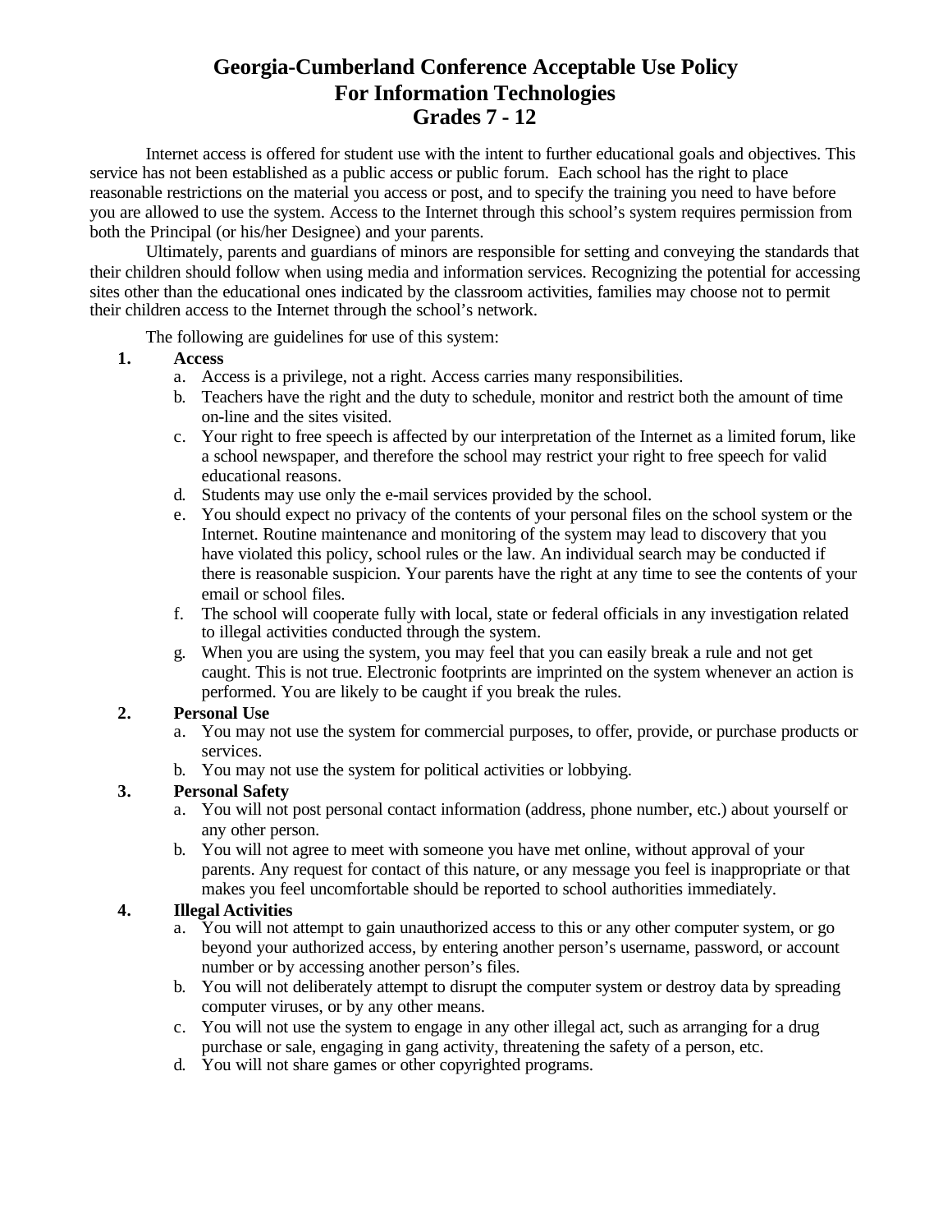# Georgia-Cumberland Conference Acceptable Use Policy For Information Technologies Grades 7 - 12

Internet access is offered for student use with the intent to further educational goals and objectives. This service has not been established as a public access or public forum. Each school has the right to place reasonable restrictions on the material you access or post, and to specify the training you need to have before you are allowed to use the system. Access to the Internet through this school's system requires permission from both the Principal (or his/her Designee) and your parents.

Ultimately, parents and guardians of minors are responsible for setting and conveying the standards that their children should follow when using media and information services. Recognizing the potential for accessing sites other than the educational ones indicated by the classroom activities, families may choose not to permit their children access to the Internet through the school's network.

The following are guidelines for use of this system:

1. **Access**
   a. Access is a privilege, not a right. Access carries many responsibilities.
   b. Teachers have the right and the duty to schedule, monitor and restrict both the amount of time on-line and the sites visited.
   c. Your right to free speech is affected by our interpretation of the Internet as a limited forum, like a school newspaper, and therefore the school may restrict your right to free speech for valid educational reasons.
   d. Students may use only the e-mail services provided by the school.
   e. You should expect no privacy of the contents of your personal files on the school system or the Internet. Routine maintenance and monitoring of the system may lead to discovery that you have violated this policy, school rules or the law. An individual search may be conducted if there is reasonable suspicion. Your parents have the right at any time to see the contents of your email or school files.
   f. The school will cooperate fully with local, state or federal officials in any investigation related to illegal activities conducted through the system.
   g. When you are using the system, you may feel that you can easily break a rule and not get caught. This is not true. Electronic footprints are imprinted on the system whenever an action is performed. You are likely to be caught if you break the rules.
2. **Personal Use**
   a. You may not use the system for commercial purposes, to offer, provide, or purchase products or services.
   b. You may not use the system for political activities or lobbying.
3. **Personal Safety**
   a. You will not post personal contact information (address, phone number, etc.) about yourself or any other person.
   b. You will not agree to meet with someone you have met online, without approval of your parents. Any request for contact of this nature, or any message you feel is inappropriate or that makes you feel uncomfortable should be reported to school authorities immediately.
4. **Illegal Activities**
   a. You will not attempt to gain unauthorized access to this or any other computer system, or go beyond your authorized access, by entering another person's username, password, or account number or by accessing another person's files.
   b. You will not deliberately attempt to disrupt the computer system or destroy data by spreading computer viruses, or by any other means.
   c. You will not use the system to engage in any other illegal act, such as arranging for a drug purchase or sale, engaging in gang activity, threatening the safety of a person, etc.
   d. You will not share games or other copyrighted programs.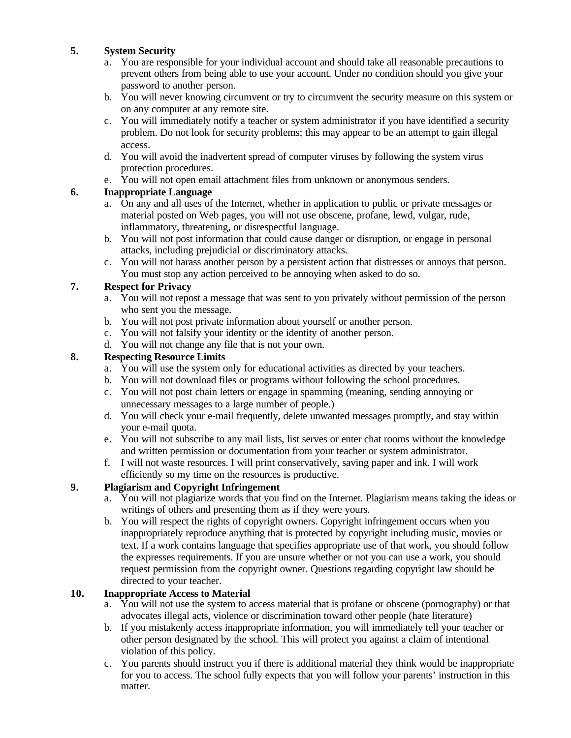**5. System Security**

a. You are responsible for your individual account and should take all reasonable precautions to prevent others from being able to use your account. Under no condition should you give your password to another person.
b. You will never knowing circumvent or try to circumvent the security measure on this system or on any computer at any remote site.
c. You will immediately notify a teacher or system administrator if you have identified a security problem. Do not look for security problems; this may appear to be an attempt to gain illegal access.
d. You will avoid the inadvertent spread of computer viruses by following the system virus protection procedures.
e. You will not open email attachment files from unknown or anonymous senders.

**6. Inappropriate Language**

a. On any and all uses of the Internet, whether in application to public or private messages or material posted on Web pages, you will not use obscene, profane, lewd, vulgar, rude, inflammatory, threatening, or disrespectful language.
b. You will not post information that could cause danger or disruption, or engage in personal attacks, including prejudicial or discriminatory attacks.
c. You will not harass another person by a persistent action that distresses or annoys that person. You must stop any action perceived to be annoying when asked to do so.

**7. Respect for Privacy**

a. You will not repost a message that was sent to you privately without permission of the person who sent you the message.
b. You will not post private information about yourself or another person.
c. You will not falsify your identity or the identity of another person.
d. You will not change any file that is not your own.

**8. Respecting Resource Limits**

a. You will use the system only for educational activities as directed by your teachers.
b. You will not download files or programs without following the school procedures.
c. You will not post chain letters or engage in spamming (meaning, sending annoying or unnecessary messages to a large number of people.)
d. You will check your e-mail frequently, delete unwanted messages promptly, and stay within your e-mail quota.
e. You will not subscribe to any mail lists, list serves or enter chat rooms without the knowledge and written permission or documentation from your teacher or system administrator.
f. I will not waste resources. I will print conservatively, saving paper and ink. I will work efficiently so my time on the resources is productive.

**9. Plagiarism and Copyright Infringement**

a. You will not plagiarize words that you find on the Internet. Plagiarism means taking the ideas or writings of others and presenting them as if they were yours.
b. You will respect the rights of copyright owners. Copyright infringement occurs when you inappropriately reproduce anything that is protected by copyright including music, movies or text. If a work contains language that specifies appropriate use of that work, you should follow the expresses requirements. If you are unsure whether or not you can use a work, you should request permission from the copyright owner. Questions regarding copyright law should be directed to your teacher.

**10. Inappropriate Access to Material**

a. You will not use the system to access material that is profane or obscene (pornography) or that advocates illegal acts, violence or discrimination toward other people (hate literature)
b. If you mistakenly access inappropriate information, you will immediately tell your teacher or other person designated by the school. This will protect you against a claim of intentional violation of this policy.
c. You parents should instruct you if there is additional material they think would be inappropriate for you to access. The school fully expects that you will follow your parents' instruction in this matter.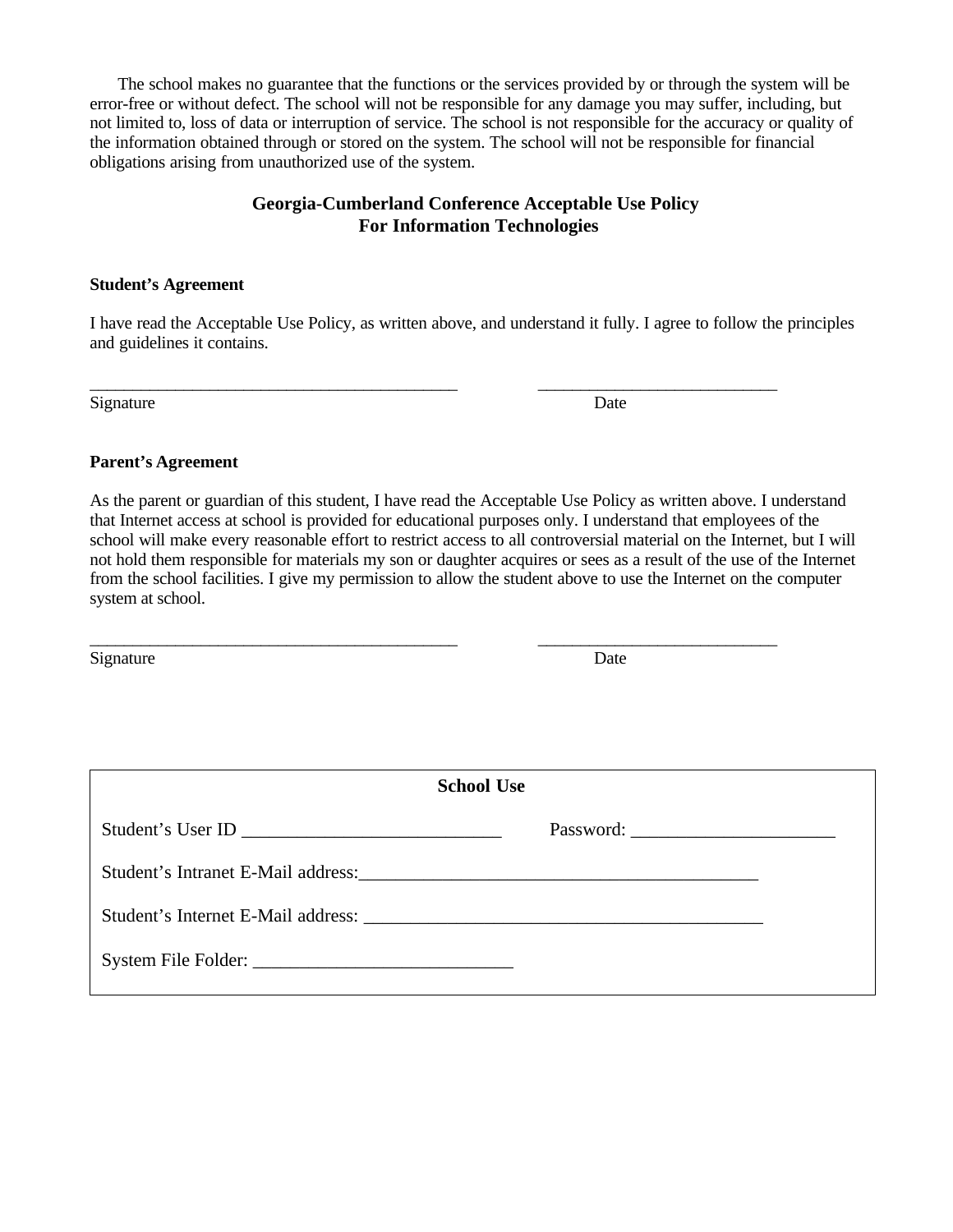The school makes no guarantee that the functions or the services provided by or through the system will be error-free or without defect. The school will not be responsible for any damage you may suffer, including, but not limited to, loss of data or interruption of service. The school is not responsible for the accuracy or quality of the information obtained through or stored on the system. The school will not be responsible for financial obligations arising from unauthorized use of the system.

## Georgia-Cumberland Conference Acceptable Use Policy
## For Information Technologies

**Student's Agreement**

I have read the Acceptable Use Policy, as written above, and understand it fully. I agree to follow the principles and guidelines it contains.

_____________________________________________ _____________________________

Signature Date

**Parent's Agreement**

As the parent or guardian of this student, I have read the Acceptable Use Policy as written above. I understand that Internet access at school is provided for educational purposes only. I understand that employees of the school will make every reasonable effort to restrict access to all controversial material on the Internet, but I will not hold them responsible for materials my son or daughter acquires or sees as a result of the use of the Internet from the school facilities. I give my permission to allow the student above to use the Internet on the computer system at school.

_____________________________________________ _____________________________

Signature Date

**School Use**

Student's User ID ____________________________ Password: ______________________

Student's Intranet E-Mail address:___________________________________________

Student's Internet E-Mail address: ___________________________________________

System File Folder: ____________________________